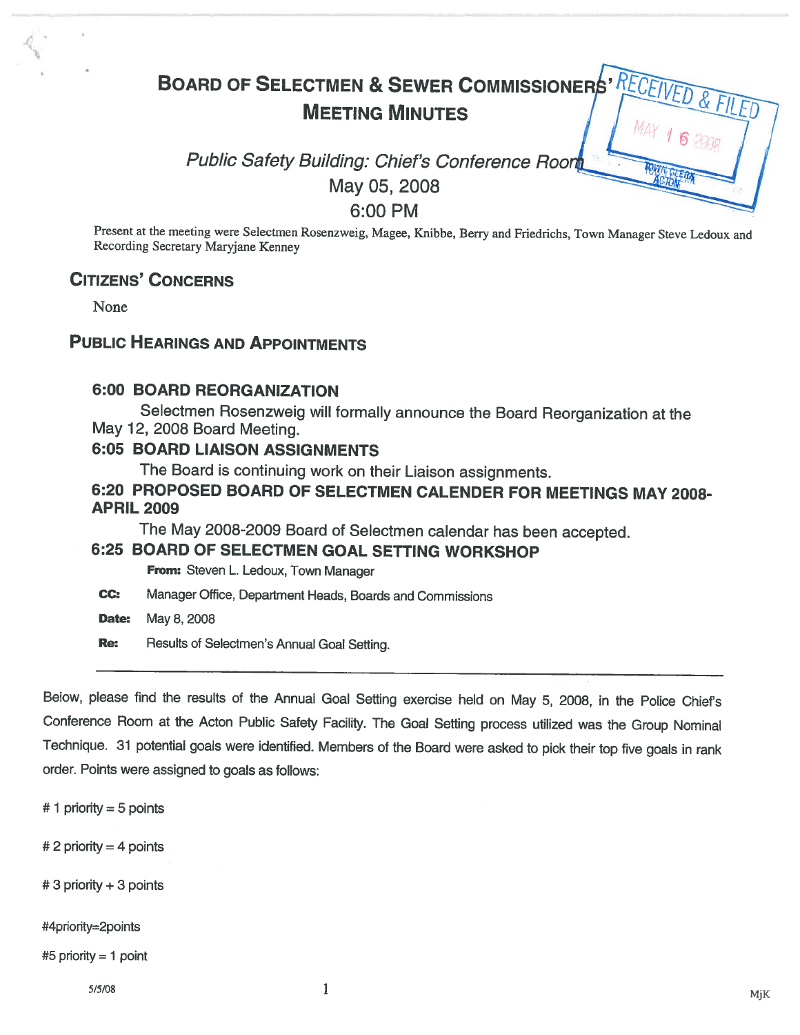# Board of Selectmen & Sewer Commissioners' Meeting Minutes

RECEIVED & FILED
MAY 16 2008
TOWN CLERK ACTON

*Public Safety Building: Chief's Conference Room*

May 05, 2008

6:00 PM

Present at the meeting were Selectmen Rosenzweig, Magee, Knibbe, Berry and Friedrichs, Town Manager Steve Ledoux and Recording Secretary Maryjane Kenney

## Citizens' Concerns

None

## Public Hearings and Appointments

### 6:00 BOARD REORGANIZATION

Selectmen Rosenzweig will formally announce the Board Reorganization at the May 12, 2008 Board Meeting.

### 6:05 BOARD LIAISON ASSIGNMENTS

The Board is continuing work on their Liaison assignments.

### 6:20 PROPOSED BOARD OF SELECTMEN CALENDER FOR MEETINGS MAY 2008-APRIL 2009

The May 2008-2009 Board of Selectmen calendar has been accepted.

### 6:25 BOARD OF SELECTMEN GOAL SETTING WORKSHOP

**From:** Steven L. Ledoux, Town Manager

**CC:** Manager Office, Department Heads, Boards and Commissions

**Date:** May 8, 2008

**Re:** Results of Selectmen's Annual Goal Setting.

---

Below, please find the results of the Annual Goal Setting exercise held on May 5, 2008, in the Police Chief's Conference Room at the Acton Public Safety Facility. The Goal Setting process utilized was the Group Nominal Technique. 31 potential goals were identified. Members of the Board were asked to pick their top five goals in rank order. Points were assigned to goals as follows:

# 1 priority = 5 points

# 2 priority = 4 points

# 3 priority + 3 points

#4priority=2points

#5 priority = 1 point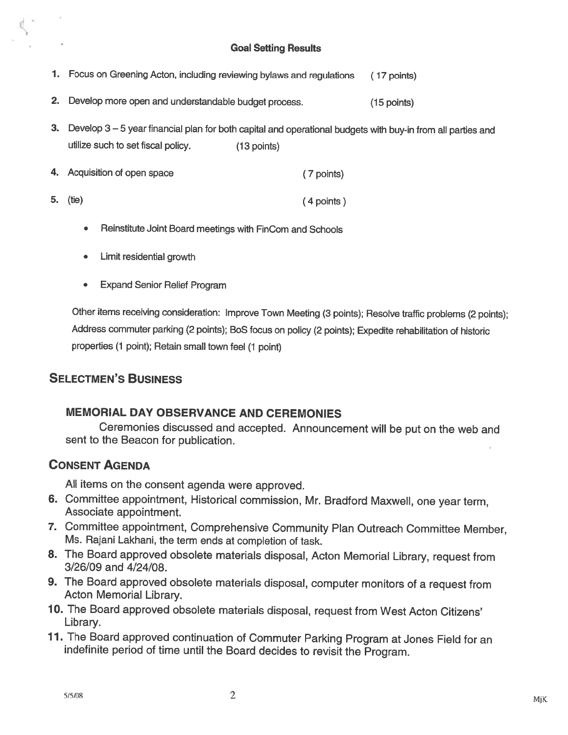**Goal Setting Results**

1. Focus on Greening Acton, including reviewing bylaws and regulations (17 points)
2. Develop more open and understandable budget process. (15 points)
3. Develop 3 – 5 year financial plan for both capital and operational budgets with buy-in from all parties and utilize such to set fiscal policy. (13 points)
4. Acquisition of open space (7 points)
5. (tie) (4 points)
   - Reinstitute Joint Board meetings with FinCom and Schools
   - Limit residential growth
   - Expand Senior Relief Program

   Other items receiving consideration: Improve Town Meeting (3 points); Resolve traffic problems (2 points); Address commuter parking (2 points); BoS focus on policy (2 points); Expedite rehabilitation of historic properties (1 point); Retain small town feel (1 point)

## Selectmen's Business

### MEMORIAL DAY OBSERVANCE AND CEREMONIES

Ceremonies discussed and accepted. Announcement will be put on the web and sent to the Beacon for publication.

## Consent Agenda

All items on the consent agenda were approved.

6. Committee appointment, Historical commission, Mr. Bradford Maxwell, one year term, Associate appointment.
7. Committee appointment, Comprehensive Community Plan Outreach Committee Member, Ms. Rajani Lakhani, the term ends at completion of task.
8. The Board approved obsolete materials disposal, Acton Memorial Library, request from 3/26/09 and 4/24/08.
9. The Board approved obsolete materials disposal, computer monitors of a request from Acton Memorial Library.
10. The Board approved obsolete materials disposal, request from West Acton Citizens' Library.
11. The Board approved continuation of Commuter Parking Program at Jones Field for an indefinite period of time until the Board decides to revisit the Program.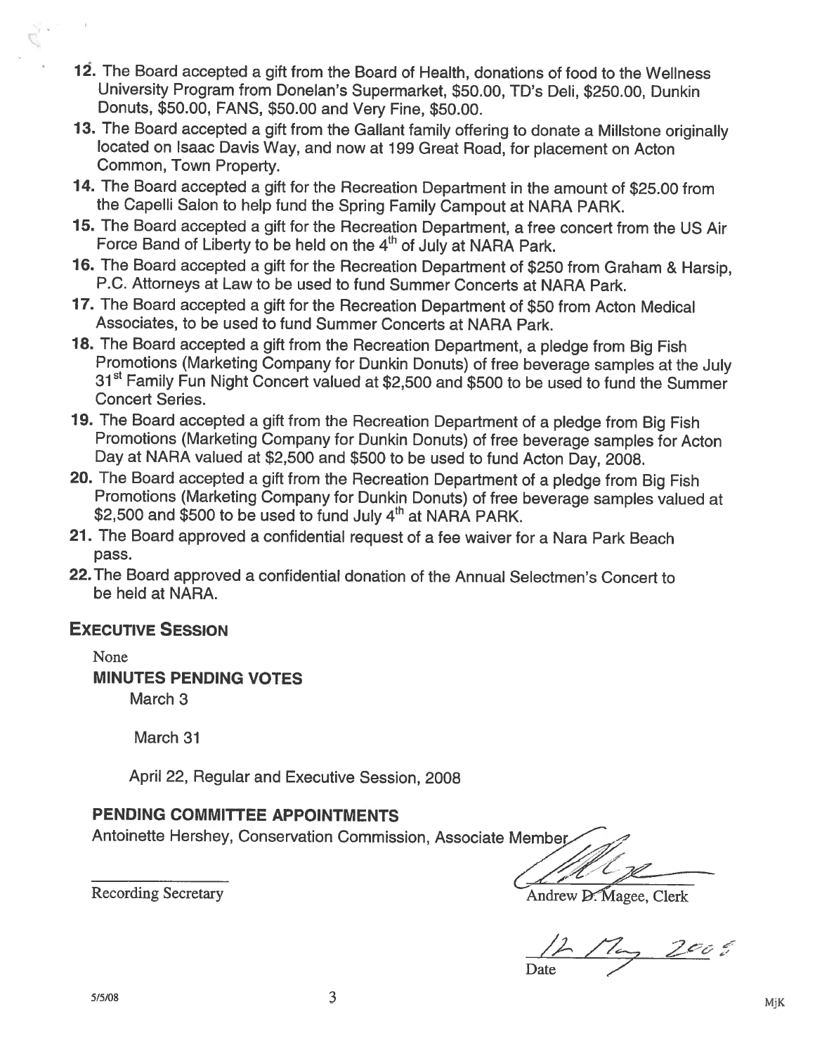12. The Board accepted a gift from the Board of Health, donations of food to the Wellness University Program from Donelan's Supermarket, $50.00, TD's Deli, $250.00, Dunkin Donuts, $50.00, FANS, $50.00 and Very Fine, $50.00.
13. The Board accepted a gift from the Gallant family offering to donate a Millstone originally located on Isaac Davis Way, and now at 199 Great Road, for placement on Acton Common, Town Property.
14. The Board accepted a gift for the Recreation Department in the amount of $25.00 from the Capelli Salon to help fund the Spring Family Campout at NARA PARK.
15. The Board accepted a gift for the Recreation Department, a free concert from the US Air Force Band of Liberty to be held on the 4th of July at NARA Park.
16. The Board accepted a gift for the Recreation Department of $250 from Graham & Harsip, P.C. Attorneys at Law to be used to fund Summer Concerts at NARA Park.
17. The Board accepted a gift for the Recreation Department of $50 from Acton Medical Associates, to be used to fund Summer Concerts at NARA Park.
18. The Board accepted a gift from the Recreation Department, a pledge from Big Fish Promotions (Marketing Company for Dunkin Donuts) of free beverage samples at the July 31st Family Fun Night Concert valued at $2,500 and $500 to be used to fund the Summer Concert Series.
19. The Board accepted a gift from the Recreation Department of a pledge from Big Fish Promotions (Marketing Company for Dunkin Donuts) of free beverage samples for Acton Day at NARA valued at $2,500 and $500 to be used to fund Acton Day, 2008.
20. The Board accepted a gift from the Recreation Department of a pledge from Big Fish Promotions (Marketing Company for Dunkin Donuts) of free beverage samples valued at $2,500 and $500 to be used to fund July 4th at NARA PARK.
21. The Board approved a confidential request of a fee waiver for a Nara Park Beach pass.
22. The Board approved a confidential donation of the Annual Selectmen's Concert to be held at NARA.

## Executive Session

None

### MINUTES PENDING VOTES

March 3

March 31

April 22, Regular and Executive Session, 2008

### PENDING COMMITTEE APPOINTMENTS

Antoinette Hershey, Conservation Commission, Associate Member

\_\_\_\_\_\_\_\_\_\_\_\_\_\_\_\_
Recording Secretary

Andrew D. Magee, Clerk

12 May 2008
Date

5/5/08

MjK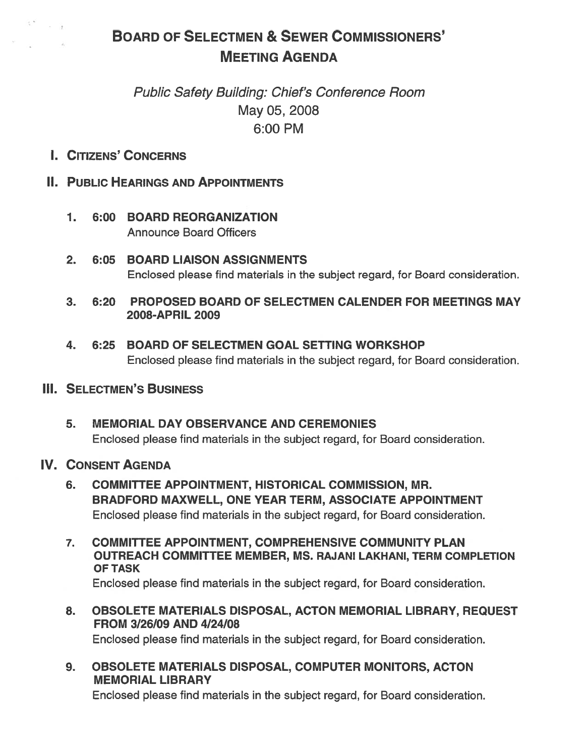# Board of Selectmen & Sewer Commissioners' Meeting Agenda

*Public Safety Building: Chief's Conference Room*
May 05, 2008
6:00 PM

## I. Citizens' Concerns

## II. Public Hearings and Appointments

1. **6:00 BOARD REORGANIZATION**
   Announce Board Officers

2. **6:05 BOARD LIAISON ASSIGNMENTS**
   Enclosed please find materials in the subject regard, for Board consideration.

3. **6:20 PROPOSED BOARD OF SELECTMEN CALENDER FOR MEETINGS MAY 2008-APRIL 2009**

4. **6:25 BOARD OF SELECTMEN GOAL SETTING WORKSHOP**
   Enclosed please find materials in the subject regard, for Board consideration.

## III. Selectmen's Business

5. **MEMORIAL DAY OBSERVANCE AND CEREMONIES**
   Enclosed please find materials in the subject regard, for Board consideration.

## IV. Consent Agenda

6. **COMMITTEE APPOINTMENT, HISTORICAL COMMISSION, MR. BRADFORD MAXWELL, ONE YEAR TERM, ASSOCIATE APPOINTMENT**
   Enclosed please find materials in the subject regard, for Board consideration.

7. **COMMITTEE APPOINTMENT, COMPREHENSIVE COMMUNITY PLAN OUTREACH COMMITTEE MEMBER, MS. RAJANI LAKHANI, TERM COMPLETION OF TASK**
   Enclosed please find materials in the subject regard, for Board consideration.

8. **OBSOLETE MATERIALS DISPOSAL, ACTON MEMORIAL LIBRARY, REQUEST FROM 3/26/09 AND 4/24/08**
   Enclosed please find materials in the subject regard, for Board consideration.

9. **OBSOLETE MATERIALS DISPOSAL, COMPUTER MONITORS, ACTON MEMORIAL LIBRARY**
   Enclosed please find materials in the subject regard, for Board consideration.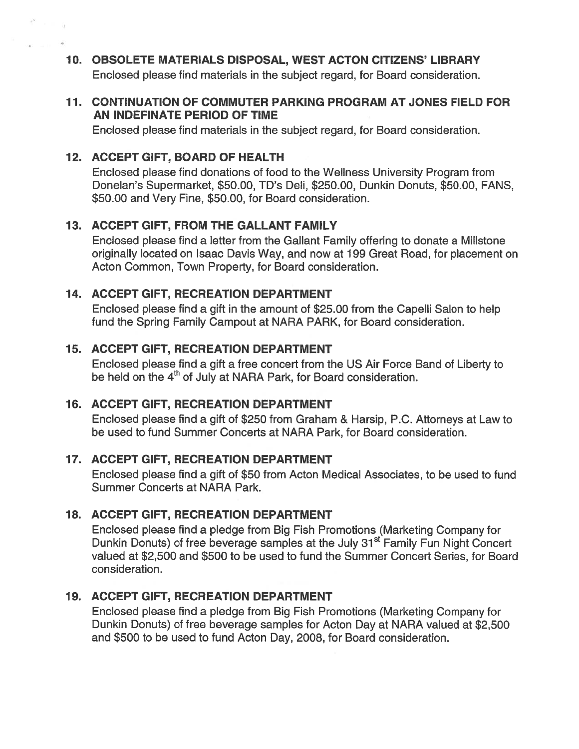**10. OBSOLETE MATERIALS DISPOSAL, WEST ACTON CITIZENS' LIBRARY**

Enclosed please find materials in the subject regard, for Board consideration.

**11. CONTINUATION OF COMMUTER PARKING PROGRAM AT JONES FIELD FOR AN INDEFINATE PERIOD OF TIME**

Enclosed please find materials in the subject regard, for Board consideration.

**12. ACCEPT GIFT, BOARD OF HEALTH**

Enclosed please find donations of food to the Wellness University Program from Donelan's Supermarket, $50.00, TD's Deli, $250.00, Dunkin Donuts, $50.00, FANS, $50.00 and Very Fine, $50.00, for Board consideration.

**13. ACCEPT GIFT, FROM THE GALLANT FAMILY**

Enclosed please find a letter from the Gallant Family offering to donate a Millstone originally located on Isaac Davis Way, and now at 199 Great Road, for placement on Acton Common, Town Property, for Board consideration.

**14. ACCEPT GIFT, RECREATION DEPARTMENT**

Enclosed please find a gift in the amount of $25.00 from the Capelli Salon to help fund the Spring Family Campout at NARA PARK, for Board consideration.

**15. ACCEPT GIFT, RECREATION DEPARTMENT**

Enclosed please find a gift a free concert from the US Air Force Band of Liberty to be held on the 4th of July at NARA Park, for Board consideration.

**16. ACCEPT GIFT, RECREATION DEPARTMENT**

Enclosed please find a gift of $250 from Graham & Harsip, P.C. Attorneys at Law to be used to fund Summer Concerts at NARA Park, for Board consideration.

**17. ACCEPT GIFT, RECREATION DEPARTMENT**

Enclosed please find a gift of $50 from Acton Medical Associates, to be used to fund Summer Concerts at NARA Park.

**18. ACCEPT GIFT, RECREATION DEPARTMENT**

Enclosed please find a pledge from Big Fish Promotions (Marketing Company for Dunkin Donuts) of free beverage samples at the July 31st Family Fun Night Concert valued at $2,500 and $500 to be used to fund the Summer Concert Series, for Board consideration.

**19. ACCEPT GIFT, RECREATION DEPARTMENT**

Enclosed please find a pledge from Big Fish Promotions (Marketing Company for Dunkin Donuts) of free beverage samples for Acton Day at NARA valued at $2,500 and $500 to be used to fund Acton Day, 2008, for Board consideration.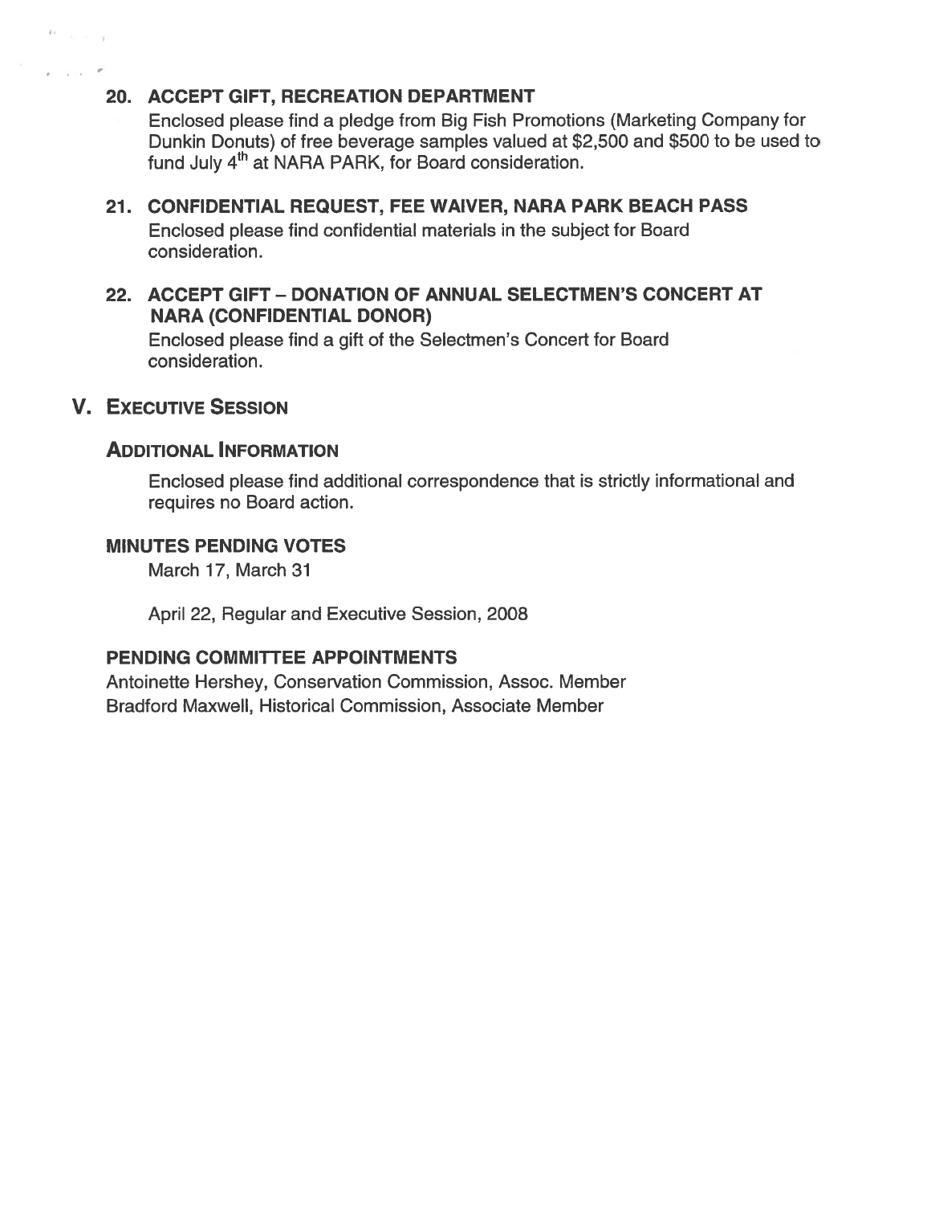### 20. ACCEPT GIFT, RECREATION DEPARTMENT

Enclosed please find a pledge from Big Fish Promotions (Marketing Company for Dunkin Donuts) of free beverage samples valued at $2,500 and $500 to be used to fund July 4th at NARA PARK, for Board consideration.

### 21. CONFIDENTIAL REQUEST, FEE WAIVER, NARA PARK BEACH PASS

Enclosed please find confidential materials in the subject for Board consideration.

### 22. ACCEPT GIFT – DONATION OF ANNUAL SELECTMEN'S CONCERT AT NARA (CONFIDENTIAL DONOR)

Enclosed please find a gift of the Selectmen's Concert for Board consideration.

## V. EXECUTIVE SESSION

### ADDITIONAL INFORMATION

Enclosed please find additional correspondence that is strictly informational and requires no Board action.

### MINUTES PENDING VOTES

March 17, March 31

April 22, Regular and Executive Session, 2008

### PENDING COMMITTEE APPOINTMENTS

Antoinette Hershey, Conservation Commission, Assoc. Member
Bradford Maxwell, Historical Commission, Associate Member